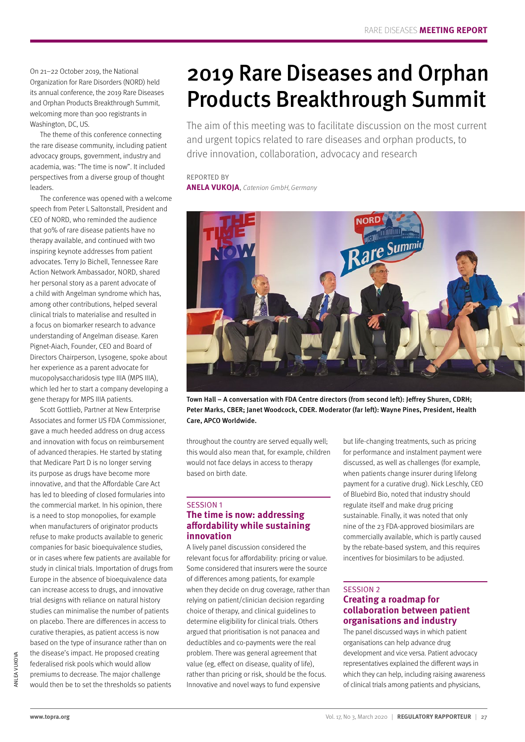# 2019 Rare Diseases and Orphan Products Breakthrough Summit

The aim of this meeting was to facilitate discussion on the most current and urgent topics related to rare diseases and orphan products, to drive innovation, collaboration, advocacy and research

REPORTED BY
**ANELA VUKOJA**, *Catenion GmbH, Germany*

On 21–22 October 2019, the National Organization for Rare Disorders (NORD) held its annual conference, the 2019 Rare Diseases and Orphan Products Breakthrough Summit, welcoming more than 900 registrants in Washington, DC, US.

The theme of this conference connecting the rare disease community, including patient advocacy groups, government, industry and academia, was: "The time is now". It included perspectives from a diverse group of thought leaders.

The conference was opened with a welcome speech from Peter L Saltonstall, President and CEO of NORD, who reminded the audience that 90% of rare disease patients have no therapy available, and continued with two inspiring keynote addresses from patient advocates. Terry Jo Bichell, Tennessee Rare Action Network Ambassador, NORD, shared her personal story as a parent advocate of a child with Angelman syndrome which has, among other contributions, helped several clinical trials to materialise and resulted in a focus on biomarker research to advance understanding of Angelman disease. Karen Pignet-Aiach, Founder, CEO and Board of Directors Chairperson, Lysogene, spoke about her experience as a parent advocate for mucopolysaccharidosis type IIIA (MPS IIIA), which led her to start a company developing a gene therapy for MPS IIIA patients.

Scott Gottlieb, Partner at New Enterprise Associates and former US FDA Commissioner, gave a much heeded address on drug access and innovation with focus on reimbursement of advanced therapies. He started by stating that Medicare Part D is no longer serving its purpose as drugs have become more innovative, and that the Affordable Care Act has led to bleeding of closed formularies into the commercial market. In his opinion, there is a need to stop monopolies, for example when manufacturers of originator products refuse to make products available to generic companies for basic bioequivalence studies, or in cases where few patients are available for study in clinical trials. Importation of drugs from Europe in the absence of bioequivalence data can increase access to drugs, and innovative trial designs with reliance on natural history studies can minimalise the number of patients on placebo. There are differences in access to curative therapies, as patient access is now based on the type of insurance rather than on the disease's impact. He proposed creating federalised risk pools which would allow premiums to decrease. The major challenge would then be to set the thresholds so patients throughout the country are served equally well; this would also mean that, for example, children would not face delays in access to therapy based on birth date.

Town Hall – A conversation with FDA Centre directors (from second left): Jeffrey Shuren, CDRH; Peter Marks, CBER; Janet Woodcock, CDER. Moderator (far left): Wayne Pines, President, Health Care, APCO Worldwide.

## SESSION 1
### The time is now: addressing affordability while sustaining innovation

A lively panel discussion considered the relevant focus for affordability: pricing or value. Some considered that insurers were the source of differences among patients, for example when they decide on drug coverage, rather than relying on patient/clinician decision regarding choice of therapy, and clinical guidelines to determine eligibility for clinical trials. Others argued that prioritisation is not panacea and deductibles and co-payments were the real problem. There was general agreement that value (eg, effect on disease, quality of life), rather than pricing or risk, should be the focus. Innovative and novel ways to fund expensive but life-changing treatments, such as pricing for performance and instalment payment were discussed, as well as challenges (for example, when patients change insurer during lifelong payment for a curative drug). Nick Leschly, CEO of Bluebird Bio, noted that industry should regulate itself and make drug pricing sustainable. Finally, it was noted that only nine of the 23 FDA-approved biosimilars are commercially available, which is partly caused by the rebate-based system, and this requires incentives for biosimilars to be adjusted.

## SESSION 2
### Creating a roadmap for collaboration between patient organisations and industry

The panel discussed ways in which patient organisations can help advance drug development and vice versa. Patient advocacy representatives explained the different ways in which they can help, including raising awareness of clinical trials among patients and physicians,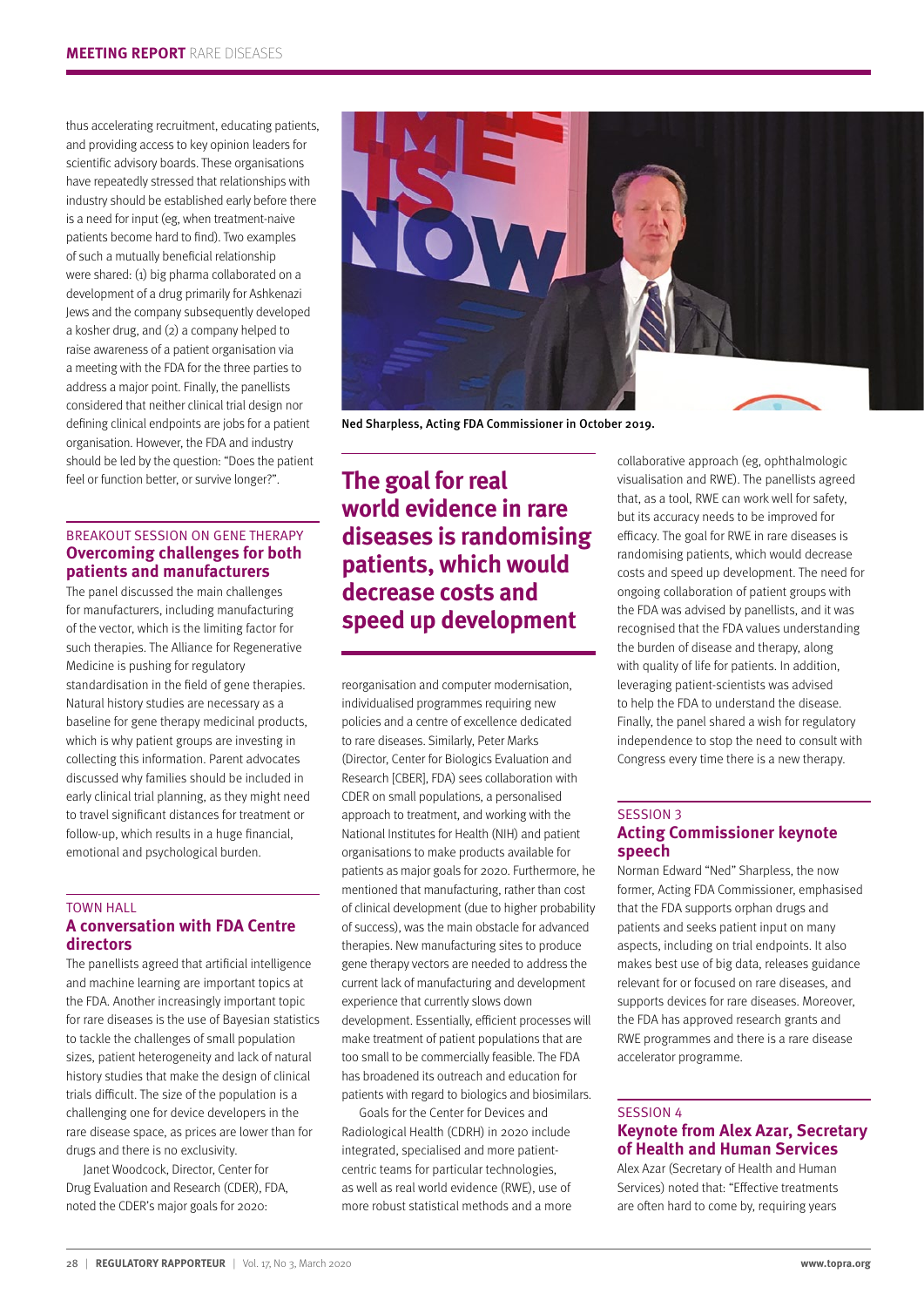thus accelerating recruitment, educating patients, and providing access to key opinion leaders for scientific advisory boards. These organisations have repeatedly stressed that relationships with industry should be established early before there is a need for input (eg, when treatment-naive patients become hard to find). Two examples of such a mutually beneficial relationship were shared: (1) big pharma collaborated on a development of a drug primarily for Ashkenazi Jews and the company subsequently developed a kosher drug, and (2) a company helped to raise awareness of a patient organisation via a meeting with the FDA for the three parties to address a major point. Finally, the panellists considered that neither clinical trial design nor defining clinical endpoints are jobs for a patient organisation. However, the FDA and industry should be led by the question: "Does the patient feel or function better, or survive longer?".

### BREAKOUT SESSION ON GENE THERAPY
## Overcoming challenges for both patients and manufacturers

The panel discussed the main challenges for manufacturers, including manufacturing of the vector, which is the limiting factor for such therapies. The Alliance for Regenerative Medicine is pushing for regulatory standardisation in the field of gene therapies. Natural history studies are necessary as a baseline for gene therapy medicinal products, which is why patient groups are investing in collecting this information. Parent advocates discussed why families should be included in early clinical trial planning, as they might need to travel significant distances for treatment or follow-up, which results in a huge financial, emotional and psychological burden.

### TOWN HALL
## A conversation with FDA Centre directors

The panellists agreed that artificial intelligence and machine learning are important topics at the FDA. Another increasingly important topic for rare diseases is the use of Bayesian statistics to tackle the challenges of small population sizes, patient heterogeneity and lack of natural history studies that make the design of clinical trials difficult. The size of the population is a challenging one for device developers in the rare disease space, as prices are lower than for drugs and there is no exclusivity.

Janet Woodcock, Director, Center for Drug Evaluation and Research (CDER), FDA, noted the CDER's major goals for 2020: reorganisation and computer modernisation, individualised programmes requiring new policies and a centre of excellence dedicated to rare diseases. Similarly, Peter Marks (Director, Center for Biologics Evaluation and Research [CBER], FDA) sees collaboration with CDER on small populations, a personalised approach to treatment, and working with the National Institutes for Health (NIH) and patient organisations to make products available for patients as major goals for 2020. Furthermore, he mentioned that manufacturing, rather than cost of clinical development (due to higher probability of success), was the main obstacle for advanced therapies. New manufacturing sites to produce gene therapy vectors are needed to address the current lack of manufacturing and development experience that currently slows down development. Essentially, efficient processes will make treatment of patient populations that are too small to be commercially feasible. The FDA has broadened its outreach and education for patients with regard to biologics and biosimilars.

Goals for the Center for Devices and Radiological Health (CDRH) in 2020 include integrated, specialised and more patient-centric teams for particular technologies, as well as real world evidence (RWE), use of more robust statistical methods and a more collaborative approach (eg, ophthalmologic visualisation and RWE). The panellists agreed that, as a tool, RWE can work well for safety, but its accuracy needs to be improved for efficacy. The goal for RWE in rare diseases is randomising patients, which would decrease costs and speed up development. The need for ongoing collaboration of patient groups with the FDA was advised by panellists, and it was recognised that the FDA values understanding the burden of disease and therapy, along with quality of life for patients. In addition, leveraging patient-scientists was advised to help the FDA to understand the disease. Finally, the panel shared a wish for regulatory independence to stop the need to consult with Congress every time there is a new therapy.

Ned Sharpless, Acting FDA Commissioner in October 2019.

> **The goal for real world evidence in rare diseases is randomising patients, which would decrease costs and speed up development**

### SESSION 3
## Acting Commissioner keynote speech

Norman Edward "Ned" Sharpless, the now former, Acting FDA Commissioner, emphasised that the FDA supports orphan drugs and patients and seeks patient input on many aspects, including on trial endpoints. It also makes best use of big data, releases guidance relevant for or focused on rare diseases, and supports devices for rare diseases. Moreover, the FDA has approved research grants and RWE programmes and there is a rare disease accelerator programme.

### SESSION 4
## Keynote from Alex Azar, Secretary of Health and Human Services

Alex Azar (Secretary of Health and Human Services) noted that: "Effective treatments are often hard to come by, requiring years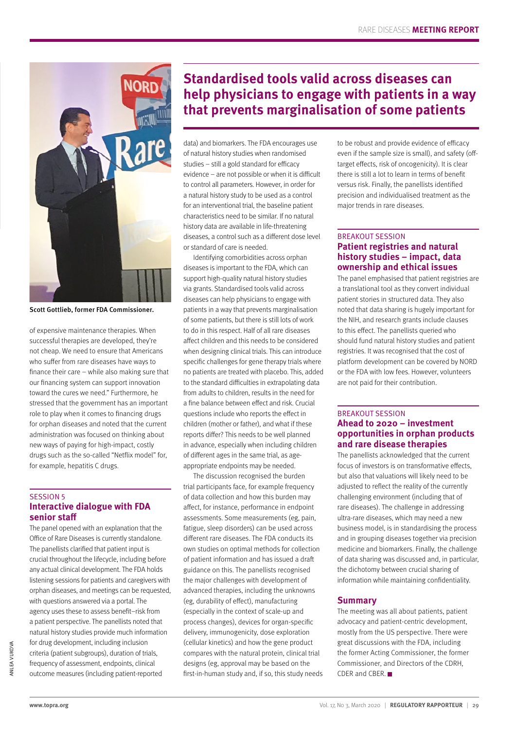Scott Gottlieb, former FDA Commissioner.

of expensive maintenance therapies. When successful therapies are developed, they're not cheap. We need to ensure that Americans who suffer from rare diseases have ways to finance their care – while also making sure that our financing system can support innovation toward the cures we need." Furthermore, he stressed that the government has an important role to play when it comes to financing drugs for orphan diseases and noted that the current administration was focused on thinking about new ways of paying for high-impact, costly drugs such as the so-called "Netflix model" for, for example, hepatitis C drugs.

## SESSION 5
### Interactive dialogue with FDA senior staff

The panel opened with an explanation that the Office of Rare Diseases is currently standalone. The panellists clarified that patient input is crucial throughout the lifecycle, including before any actual clinical development. The FDA holds listening sessions for patients and caregivers with orphan diseases, and meetings can be requested, with questions answered via a portal. The agency uses these to assess benefit–risk from a patient perspective. The panellists noted that natural history studies provide much information for drug development, including inclusion criteria (patient subgroups), duration of trials, frequency of assessment, endpoints, clinical outcome measures (including patient-reported data) and biomarkers. The FDA encourages use of natural history studies when randomised studies – still a gold standard for efficacy evidence – are not possible or when it is difficult to control all parameters. However, in order for a natural history study to be used as a control for an interventional trial, the baseline patient characteristics need to be similar. If no natural history data are available in life-threatening diseases, a control such as a different dose level or standard of care is needed.

> **Standardised tools valid across diseases can help physicians to engage with patients in a way that prevents marginalisation of some patients**

Identifying comorbidities across orphan diseases is important to the FDA, which can support high-quality natural history studies via grants. Standardised tools valid across diseases can help physicians to engage with patients in a way that prevents marginalisation of some patients, but there is still lots of work to do in this respect. Half of all rare diseases affect children and this needs to be considered when designing clinical trials. This can introduce specific challenges for gene therapy trials where no patients are treated with placebo. This, added to the standard difficulties in extrapolating data from adults to children, results in the need for a fine balance between effect and risk. Crucial questions include who reports the effect in children (mother or father), and what if these reports differ? This needs to be well planned in advance, especially when including children of different ages in the same trial, as age-appropriate endpoints may be needed.

The discussion recognised the burden trial participants face, for example frequency of data collection and how this burden may affect, for instance, performance in endpoint assessments. Some measurements (eg, pain, fatigue, sleep disorders) can be used across different rare diseases. The FDA conducts its own studies on optimal methods for collection of patient information and has issued a draft guidance on this. The panellists recognised the major challenges with development of advanced therapies, including the unknowns (eg, durability of effect), manufacturing (especially in the context of scale-up and process changes), devices for organ-specific delivery, immunogenicity, dose exploration (cellular kinetics) and how the gene product compares with the natural protein, clinical trial designs (eg, approval may be based on the first-in-human study and, if so, this study needs to be robust and provide evidence of efficacy even if the sample size is small), and safety (off-target effects, risk of oncogenicity). It is clear there is still a lot to learn in terms of benefit versus risk. Finally, the panellists identified precision and individualised treatment as the major trends in rare diseases.

## BREAKOUT SESSION
### Patient registries and natural history studies – impact, data ownership and ethical issues

The panel emphasised that patient registries are a translational tool as they convert individual patient stories in structured data. They also noted that data sharing is hugely important for the NIH, and research grants include clauses to this effect. The panellists queried who should fund natural history studies and patient registries. It was recognised that the cost of platform development can be covered by NORD or the FDA with low fees. However, volunteers are not paid for their contribution.

## BREAKOUT SESSION
### Ahead to 2020 – investment opportunities in orphan products and rare disease therapies

The panellists acknowledged that the current focus of investors is on transformative effects, but also that valuations will likely need to be adjusted to reflect the reality of the currently challenging environment (including that of rare diseases). The challenge in addressing ultra-rare diseases, which may need a new business model, is in standardising the process and in grouping diseases together via precision medicine and biomarkers. Finally, the challenge of data sharing was discussed and, in particular, the dichotomy between crucial sharing of information while maintaining confidentiality.

### Summary

The meeting was all about patients, patient advocacy and patient-centric development, mostly from the US perspective. There were great discussions with the FDA, including the former Acting Commissioner, the former Commissioner, and Directors of the CDRH, CDER and CBER. ■